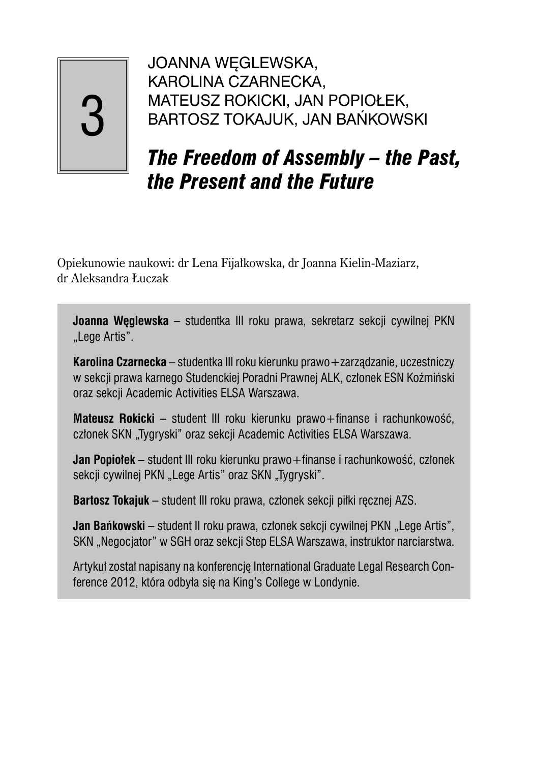3

JOANNA WĘGLEWSKA, KAROLINA CZARNECKA, MATEUSZ ROKICKI, JAN POPIOŁEK, BARTOSZ TOKAJUK, JAN BAŃKOWSKI

# *The Freedom of Assembly – the Past, the Present and the Future*

Opiekunowie naukowi: dr Lena Fijałkowska, dr Joanna Kielin-Maziarz, dr Aleksandra Łuczak

**Joanna Węglewska** – studentka III roku prawa, sekretarz sekcji cywilnej PKN „Lege Artis".

**Karolina Czarnecka** – studentka III roku kierunku prawo+zarządzanie, uczestniczy w sekcji prawa karnego Studenckiej Poradni Prawnej ALK, członek ESN Koźmiński oraz sekcji Academic Activities ELSA Warszawa.

**Mateusz Rokicki** – student III roku kierunku prawo+finanse i rachunkowość, członek SKN „Tygryski" oraz sekcji Academic Activities ELSA Warszawa.

**Jan Popiołek** – student III roku kierunku prawo+finanse i rachunkowość, członek sekcji cywilnej PKN „Lege Artis" oraz SKN „Tygryski".

**Bartosz Tokajuk** – student III roku prawa, członek sekcji piłki ręcznej AZS.

**Jan Bańkowski** – student II roku prawa, członek sekcji cywilnej PKN „Lege Artis", SKN „Negocjator" w SGH oraz sekcji Step ELSA Warszawa, instruktor narciarstwa.

Artykuł został napisany na konferencję International Graduate Legal Research Conference 2012, która odbyła się na King's College w Londynie.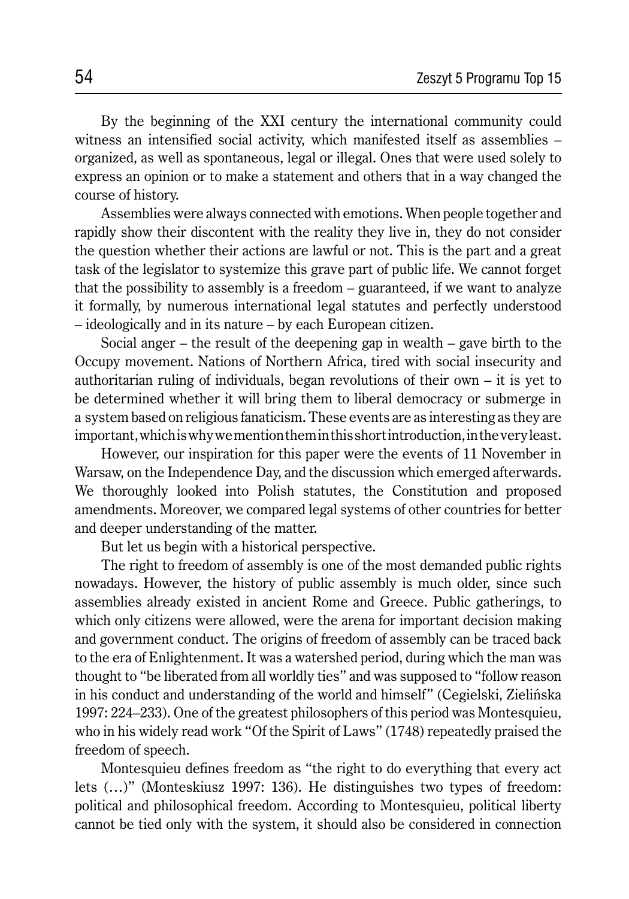By the beginning of the XXI century the international community could witness an intensified social activity, which manifested itself as assemblies – organized, as well as spontaneous, legal or illegal. Ones that were used solely to express an opinion or to make a statement and others that in a way changed the course of history.

Assemblies were always connected with emotions. When people together and rapidly show their discontent with the reality they live in, they do not consider the question whether their actions are lawful or not. This is the part and a great task of the legislator to systemize this grave part of public life. We cannot forget that the possibility to assembly is a freedom – guaranteed, if we want to analyze it formally, by numerous international legal statutes and perfectly understood – ideologically and in its nature – by each European citizen.

Social anger – the result of the deepening gap in wealth – gave birth to the Occupy movement. Nations of Northern Africa, tired with social insecurity and authoritarian ruling of individuals, began revolutions of their own – it is yet to be determined whether it will bring them to liberal democracy or submerge in a system based on religious fanaticism. These events are as interesting as they are important, which is why we mention them in this short introduction, in the very least.

However, our inspiration for this paper were the events of 11 November in Warsaw, on the Independence Day, and the discussion which emerged afterwards. We thoroughly looked into Polish statutes, the Constitution and proposed amendments. Moreover, we compared legal systems of other countries for better and deeper understanding of the matter.

But let us begin with a historical perspective.

The right to freedom of assembly is one of the most demanded public rights nowadays. However, the history of public assembly is much older, since such assemblies already existed in ancient Rome and Greece. Public gatherings, to which only citizens were allowed, were the arena for important decision making and government conduct. The origins of freedom of assembly can be traced back to the era of Enlightenment. It was a watershed period, during which the man was thought to "be liberated from all worldly ties" and was supposed to "follow reason in his conduct and understanding of the world and himself" (Cegielski, Zielińska 1997: 224–233). One of the greatest philosophers of this period was Montesquieu, who in his widely read work "Of the Spirit of Laws" (1748) repeatedly praised the freedom of speech.

Montesquieu defines freedom as "the right to do everything that every act lets (…)" (Monteskiusz 1997: 136). He distinguishes two types of freedom: political and philosophical freedom. According to Montesquieu, political liberty cannot be tied only with the system, it should also be considered in connection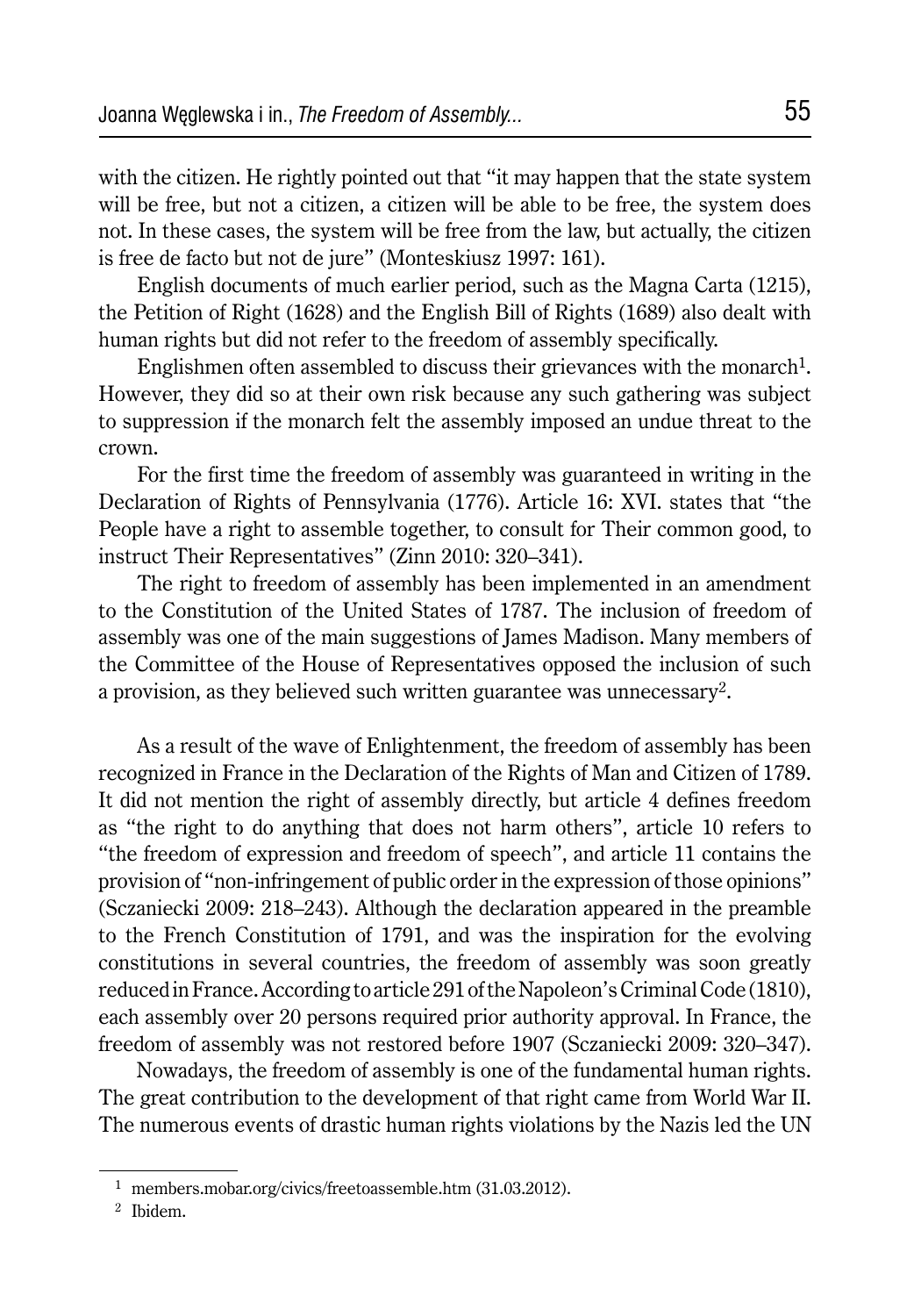with the citizen. He rightly pointed out that "it may happen that the state system will be free, but not a citizen, a citizen will be able to be free, the system does not. In these cases, the system will be free from the law, but actually, the citizen is free de facto but not de jure" (Monteskiusz 1997: 161).

English documents of much earlier period, such as the Magna Carta (1215), the Petition of Right (1628) and the English Bill of Rights (1689) also dealt with human rights but did not refer to the freedom of assembly specifically.

Englishmen often assembled to discuss their grievances with the monarch[1]. However, they did so at their own risk because any such gathering was subject to suppression if the monarch felt the assembly imposed an undue threat to the crown.

For the first time the freedom of assembly was guaranteed in writing in the Declaration of Rights of Pennsylvania (1776). Article 16: XVI. states that "the People have a right to assemble together, to consult for Their common good, to instruct Their Representatives" (Zinn 2010: 320–341).

The right to freedom of assembly has been implemented in an amendment to the Constitution of the United States of 1787. The inclusion of freedom of assembly was one of the main suggestions of James Madison. Many members of the Committee of the House of Representatives opposed the inclusion of such a provision, as they believed such written guarantee was unnecessary[2].

As a result of the wave of Enlightenment, the freedom of assembly has been recognized in France in the Declaration of the Rights of Man and Citizen of 1789. It did not mention the right of assembly directly, but article 4 defines freedom as "the right to do anything that does not harm others", article 10 refers to "the freedom of expression and freedom of speech", and article 11 contains the provision of "non-infringement of public order in the expression of those opinions" (Sczaniecki 2009: 218–243). Although the declaration appeared in the preamble to the French Constitution of 1791, and was the inspiration for the evolving constitutions in several countries, the freedom of assembly was soon greatly reduced in France. According to article 291 of the Napoleon's Criminal Code (1810), each assembly over 20 persons required prior authority approval. In France, the freedom of assembly was not restored before 1907 (Sczaniecki 2009: 320–347).

Nowadays, the freedom of assembly is one of the fundamental human rights. The great contribution to the development of that right came from World War II. The numerous events of drastic human rights violations by the Nazis led the UN

[1] members.mobar.org/civics/freetoassemble.htm (31.03.2012).

[2] Ibidem.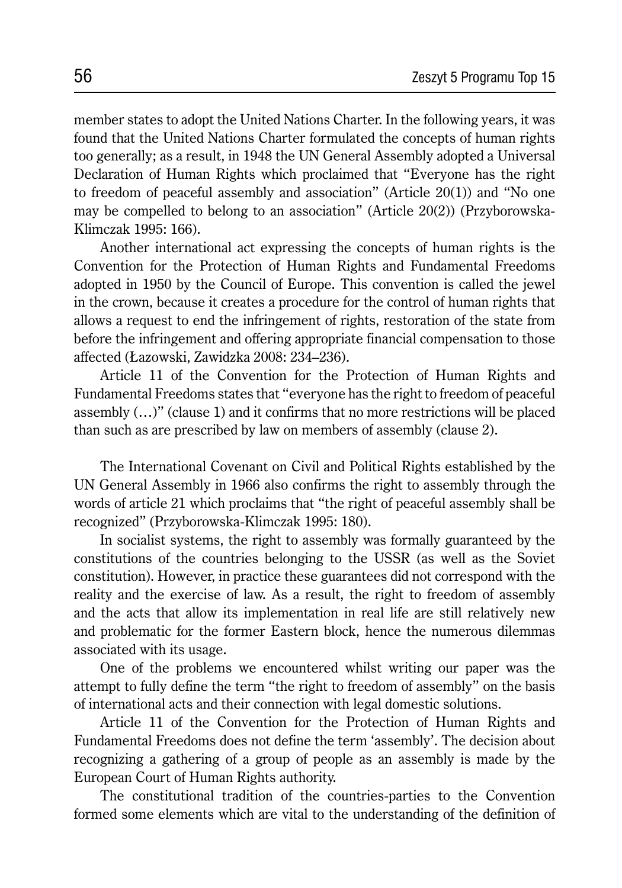member states to adopt the United Nations Charter. In the following years, it was found that the United Nations Charter formulated the concepts of human rights too generally; as a result, in 1948 the UN General Assembly adopted a Universal Declaration of Human Rights which proclaimed that "Everyone has the right to freedom of peaceful assembly and association" (Article 20(1)) and "No one may be compelled to belong to an association" (Article 20(2)) (Przyborowska-Klimczak 1995: 166).

Another international act expressing the concepts of human rights is the Convention for the Protection of Human Rights and Fundamental Freedoms adopted in 1950 by the Council of Europe. This convention is called the jewel in the crown, because it creates a procedure for the control of human rights that allows a request to end the infringement of rights, restoration of the state from before the infringement and offering appropriate financial compensation to those affected (Łazowski, Zawidzka 2008: 234–236).

Article 11 of the Convention for the Protection of Human Rights and Fundamental Freedoms states that "everyone has the right to freedom of peaceful assembly (…)" (clause 1) and it confirms that no more restrictions will be placed than such as are prescribed by law on members of assembly (clause 2).

The International Covenant on Civil and Political Rights established by the UN General Assembly in 1966 also confirms the right to assembly through the words of article 21 which proclaims that "the right of peaceful assembly shall be recognized" (Przyborowska-Klimczak 1995: 180).

In socialist systems, the right to assembly was formally guaranteed by the constitutions of the countries belonging to the USSR (as well as the Soviet constitution). However, in practice these guarantees did not correspond with the reality and the exercise of law. As a result, the right to freedom of assembly and the acts that allow its implementation in real life are still relatively new and problematic for the former Eastern block, hence the numerous dilemmas associated with its usage.

One of the problems we encountered whilst writing our paper was the attempt to fully define the term "the right to freedom of assembly" on the basis of international acts and their connection with legal domestic solutions.

Article 11 of the Convention for the Protection of Human Rights and Fundamental Freedoms does not define the term 'assembly'. The decision about recognizing a gathering of a group of people as an assembly is made by the European Court of Human Rights authority.

The constitutional tradition of the countries-parties to the Convention formed some elements which are vital to the understanding of the definition of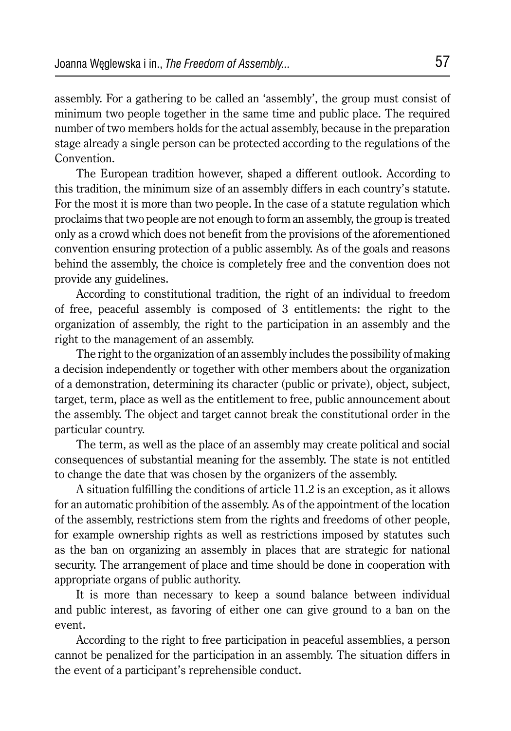assembly. For a gathering to be called an 'assembly', the group must consist of minimum two people together in the same time and public place. The required number of two members holds for the actual assembly, because in the preparation stage already a single person can be protected according to the regulations of the Convention.

The European tradition however, shaped a different outlook. According to this tradition, the minimum size of an assembly differs in each country's statute. For the most it is more than two people. In the case of a statute regulation which proclaims that two people are not enough to form an assembly, the group is treated only as a crowd which does not benefit from the provisions of the aforementioned convention ensuring protection of a public assembly. As of the goals and reasons behind the assembly, the choice is completely free and the convention does not provide any guidelines.

According to constitutional tradition, the right of an individual to freedom of free, peaceful assembly is composed of 3 entitlements: the right to the organization of assembly, the right to the participation in an assembly and the right to the management of an assembly.

The right to the organization of an assembly includes the possibility of making a decision independently or together with other members about the organization of a demonstration, determining its character (public or private), object, subject, target, term, place as well as the entitlement to free, public announcement about the assembly. The object and target cannot break the constitutional order in the particular country.

The term, as well as the place of an assembly may create political and social consequences of substantial meaning for the assembly. The state is not entitled to change the date that was chosen by the organizers of the assembly.

A situation fulfilling the conditions of article 11.2 is an exception, as it allows for an automatic prohibition of the assembly. As of the appointment of the location of the assembly, restrictions stem from the rights and freedoms of other people, for example ownership rights as well as restrictions imposed by statutes such as the ban on organizing an assembly in places that are strategic for national security. The arrangement of place and time should be done in cooperation with appropriate organs of public authority.

It is more than necessary to keep a sound balance between individual and public interest, as favoring of either one can give ground to a ban on the event.

According to the right to free participation in peaceful assemblies, a person cannot be penalized for the participation in an assembly. The situation differs in the event of a participant's reprehensible conduct.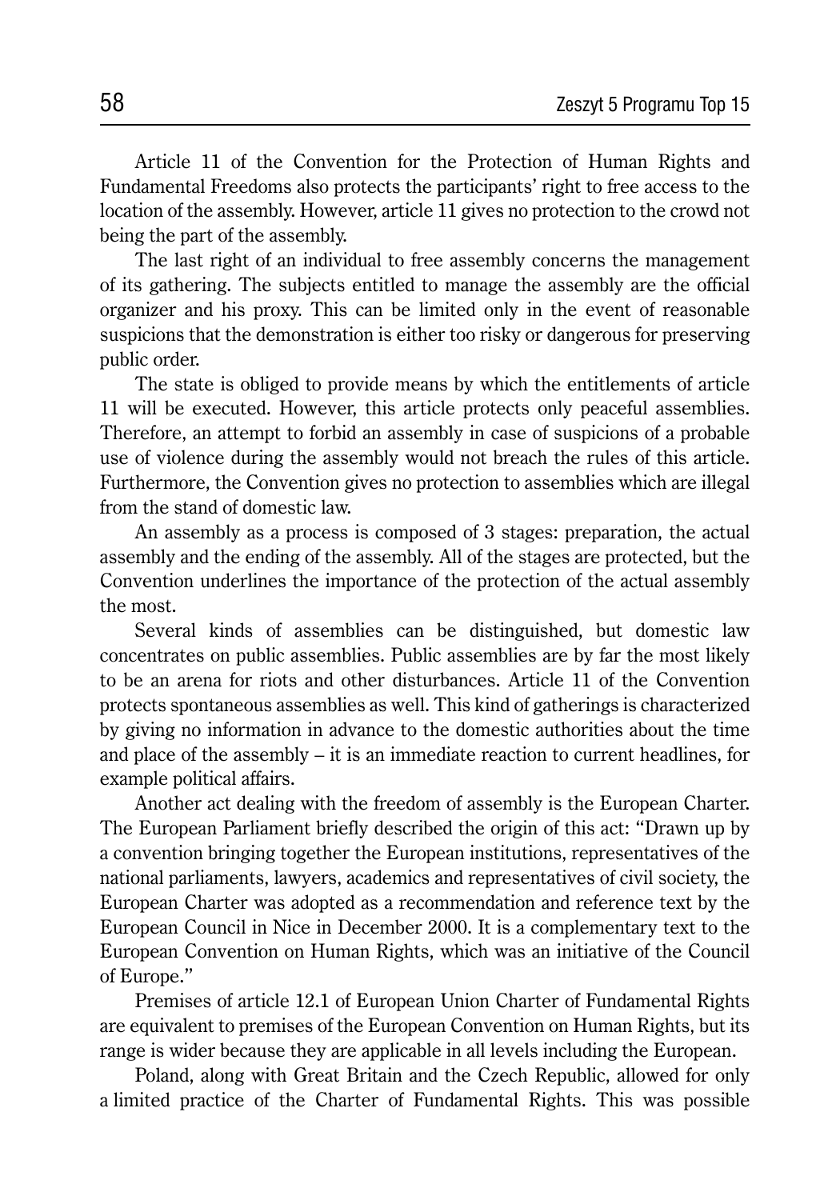Article 11 of the Convention for the Protection of Human Rights and Fundamental Freedoms also protects the participants' right to free access to the location of the assembly. However, article 11 gives no protection to the crowd not being the part of the assembly.

The last right of an individual to free assembly concerns the management of its gathering. The subjects entitled to manage the assembly are the official organizer and his proxy. This can be limited only in the event of reasonable suspicions that the demonstration is either too risky or dangerous for preserving public order.

The state is obliged to provide means by which the entitlements of article 11 will be executed. However, this article protects only peaceful assemblies. Therefore, an attempt to forbid an assembly in case of suspicions of a probable use of violence during the assembly would not breach the rules of this article. Furthermore, the Convention gives no protection to assemblies which are illegal from the stand of domestic law.

An assembly as a process is composed of 3 stages: preparation, the actual assembly and the ending of the assembly. All of the stages are protected, but the Convention underlines the importance of the protection of the actual assembly the most.

Several kinds of assemblies can be distinguished, but domestic law concentrates on public assemblies. Public assemblies are by far the most likely to be an arena for riots and other disturbances. Article 11 of the Convention protects spontaneous assemblies as well. This kind of gatherings is characterized by giving no information in advance to the domestic authorities about the time and place of the assembly – it is an immediate reaction to current headlines, for example political affairs.

Another act dealing with the freedom of assembly is the European Charter. The European Parliament briefly described the origin of this act: "Drawn up by a convention bringing together the European institutions, representatives of the national parliaments, lawyers, academics and representatives of civil society, the European Charter was adopted as a recommendation and reference text by the European Council in Nice in December 2000. It is a complementary text to the European Convention on Human Rights, which was an initiative of the Council of Europe."

Premises of article 12.1 of European Union Charter of Fundamental Rights are equivalent to premises of the European Convention on Human Rights, but its range is wider because they are applicable in all levels including the European.

Poland, along with Great Britain and the Czech Republic, allowed for only a limited practice of the Charter of Fundamental Rights. This was possible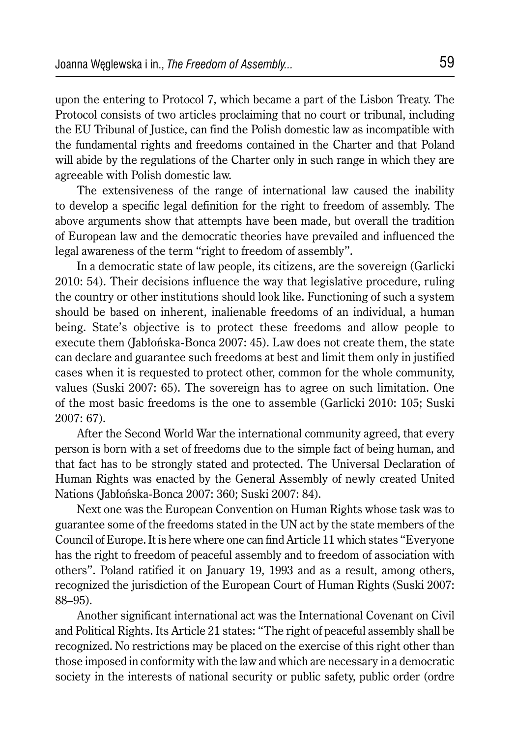upon the entering to Protocol 7, which became a part of the Lisbon Treaty. The Protocol consists of two articles proclaiming that no court or tribunal, including the EU Tribunal of Justice, can find the Polish domestic law as incompatible with the fundamental rights and freedoms contained in the Charter and that Poland will abide by the regulations of the Charter only in such range in which they are agreeable with Polish domestic law.

The extensiveness of the range of international law caused the inability to develop a specific legal definition for the right to freedom of assembly. The above arguments show that attempts have been made, but overall the tradition of European law and the democratic theories have prevailed and influenced the legal awareness of the term "right to freedom of assembly".

In a democratic state of law people, its citizens, are the sovereign (Garlicki 2010: 54). Their decisions influence the way that legislative procedure, ruling the country or other institutions should look like. Functioning of such a system should be based on inherent, inalienable freedoms of an individual, a human being. State's objective is to protect these freedoms and allow people to execute them (Jabłońska-Bonca 2007: 45). Law does not create them, the state can declare and guarantee such freedoms at best and limit them only in justified cases when it is requested to protect other, common for the whole community, values (Suski 2007: 65). The sovereign has to agree on such limitation. One of the most basic freedoms is the one to assemble (Garlicki 2010: 105; Suski 2007: 67).

After the Second World War the international community agreed, that every person is born with a set of freedoms due to the simple fact of being human, and that fact has to be strongly stated and protected. The Universal Declaration of Human Rights was enacted by the General Assembly of newly created United Nations (Jabłońska-Bonca 2007: 360; Suski 2007: 84).

Next one was the European Convention on Human Rights whose task was to guarantee some of the freedoms stated in the UN act by the state members of the Council of Europe. It is here where one can find Article 11 which states "Everyone has the right to freedom of peaceful assembly and to freedom of association with others". Poland ratified it on January 19, 1993 and as a result, among others, recognized the jurisdiction of the European Court of Human Rights (Suski 2007: 88–95).

Another significant international act was the International Covenant on Civil and Political Rights. Its Article 21 states: "The right of peaceful assembly shall be recognized. No restrictions may be placed on the exercise of this right other than those imposed in conformity with the law and which are necessary in a democratic society in the interests of national security or public safety, public order (ordre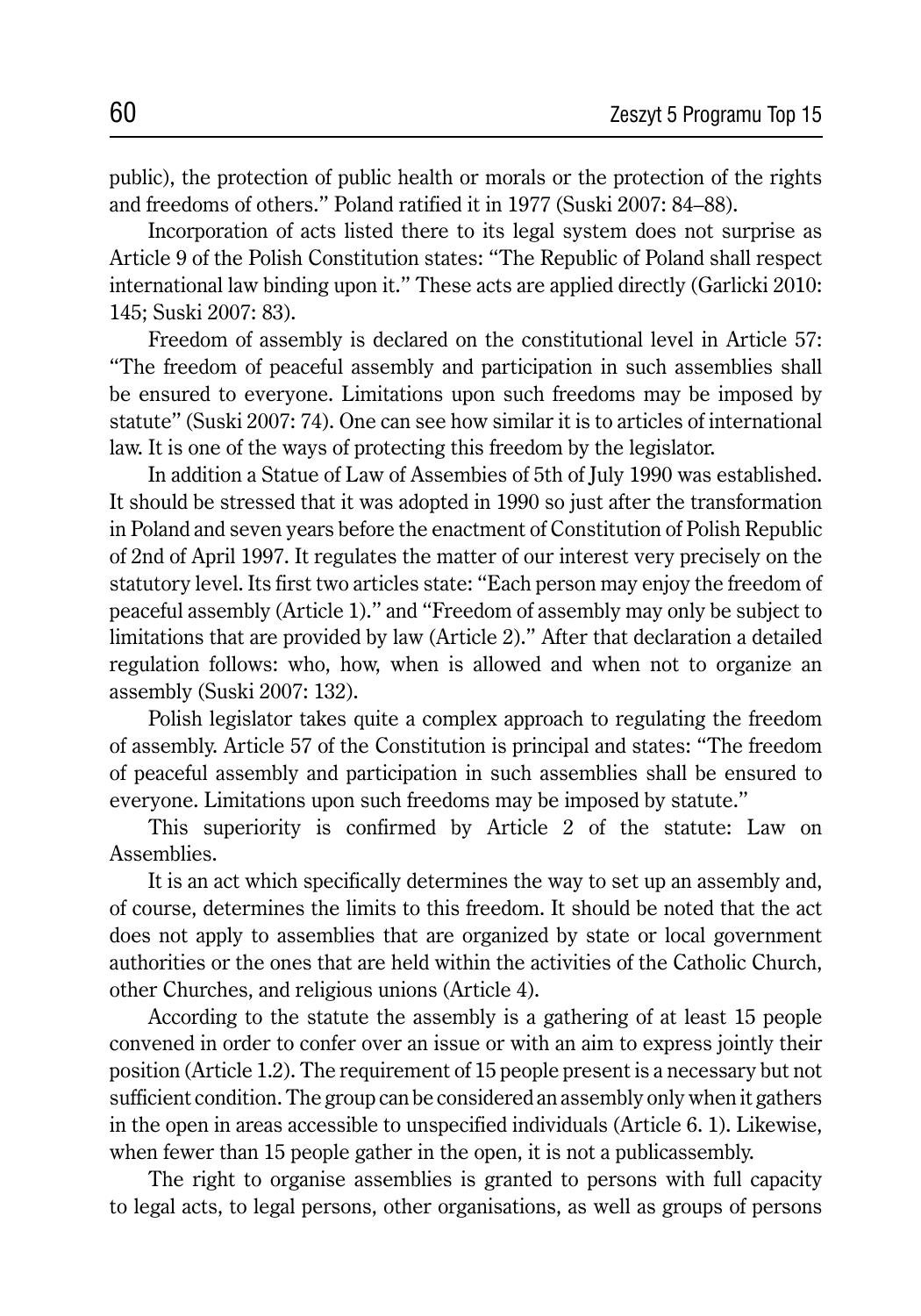public), the protection of public health or morals or the protection of the rights and freedoms of others." Poland ratified it in 1977 (Suski 2007: 84–88).

Incorporation of acts listed there to its legal system does not surprise as Article 9 of the Polish Constitution states: "The Republic of Poland shall respect international law binding upon it." These acts are applied directly (Garlicki 2010: 145; Suski 2007: 83).

Freedom of assembly is declared on the constitutional level in Article 57: "The freedom of peaceful assembly and participation in such assemblies shall be ensured to everyone. Limitations upon such freedoms may be imposed by statute" (Suski 2007: 74). One can see how similar it is to articles of international law. It is one of the ways of protecting this freedom by the legislator.

In addition a Statue of Law of Assemblies of 5th of July 1990 was established. It should be stressed that it was adopted in 1990 so just after the transformation in Poland and seven years before the enactment of Constitution of Polish Republic of 2nd of April 1997. It regulates the matter of our interest very precisely on the statutory level. Its first two articles state: "Each person may enjoy the freedom of peaceful assembly (Article 1)." and "Freedom of assembly may only be subject to limitations that are provided by law (Article 2)." After that declaration a detailed regulation follows: who, how, when is allowed and when not to organize an assembly (Suski 2007: 132).

Polish legislator takes quite a complex approach to regulating the freedom of assembly. Article 57 of the Constitution is principal and states: "The freedom of peaceful assembly and participation in such assemblies shall be ensured to everyone. Limitations upon such freedoms may be imposed by statute."

This superiority is confirmed by Article 2 of the statute: Law on Assemblies.

It is an act which specifically determines the way to set up an assembly and, of course, determines the limits to this freedom. It should be noted that the act does not apply to assemblies that are organized by state or local government authorities or the ones that are held within the activities of the Catholic Church, other Churches, and religious unions (Article 4).

According to the statute the assembly is a gathering of at least 15 people convened in order to confer over an issue or with an aim to express jointly their position (Article 1.2). The requirement of 15 people present is a necessary but not sufficient condition. The group can be considered an assembly only when it gathers in the open in areas accessible to unspecified individuals (Article 6. 1). Likewise, when fewer than 15 people gather in the open, it is not a publicassembly.

The right to organise assemblies is granted to persons with full capacity to legal acts, to legal persons, other organisations, as well as groups of persons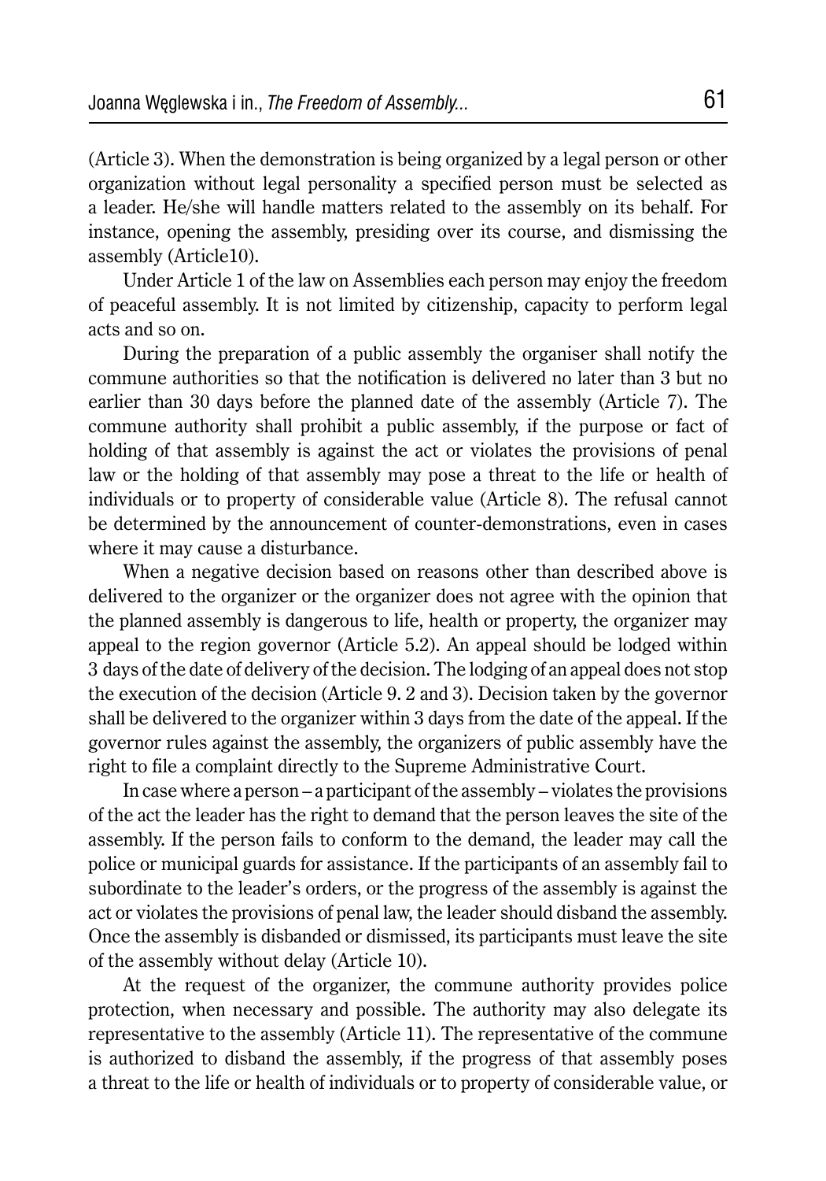(Article 3). When the demonstration is being organized by a legal person or other organization without legal personality a specified person must be selected as a leader. He/she will handle matters related to the assembly on its behalf. For instance, opening the assembly, presiding over its course, and dismissing the assembly (Article10).

Under Article 1 of the law on Assemblies each person may enjoy the freedom of peaceful assembly. It is not limited by citizenship, capacity to perform legal acts and so on.

During the preparation of a public assembly the organiser shall notify the commune authorities so that the notification is delivered no later than 3 but no earlier than 30 days before the planned date of the assembly (Article 7). The commune authority shall prohibit a public assembly, if the purpose or fact of holding of that assembly is against the act or violates the provisions of penal law or the holding of that assembly may pose a threat to the life or health of individuals or to property of considerable value (Article 8). The refusal cannot be determined by the announcement of counter-demonstrations, even in cases where it may cause a disturbance.

When a negative decision based on reasons other than described above is delivered to the organizer or the organizer does not agree with the opinion that the planned assembly is dangerous to life, health or property, the organizer may appeal to the region governor (Article 5.2). An appeal should be lodged within 3 days of the date of delivery of the decision. The lodging of an appeal does not stop the execution of the decision (Article 9. 2 and 3). Decision taken by the governor shall be delivered to the organizer within 3 days from the date of the appeal. If the governor rules against the assembly, the organizers of public assembly have the right to file a complaint directly to the Supreme Administrative Court.

In case where a person – a participant of the assembly – violates the provisions of the act the leader has the right to demand that the person leaves the site of the assembly. If the person fails to conform to the demand, the leader may call the police or municipal guards for assistance. If the participants of an assembly fail to subordinate to the leader's orders, or the progress of the assembly is against the act or violates the provisions of penal law, the leader should disband the assembly. Once the assembly is disbanded or dismissed, its participants must leave the site of the assembly without delay (Article 10).

At the request of the organizer, the commune authority provides police protection, when necessary and possible. The authority may also delegate its representative to the assembly (Article 11). The representative of the commune is authorized to disband the assembly, if the progress of that assembly poses a threat to the life or health of individuals or to property of considerable value, or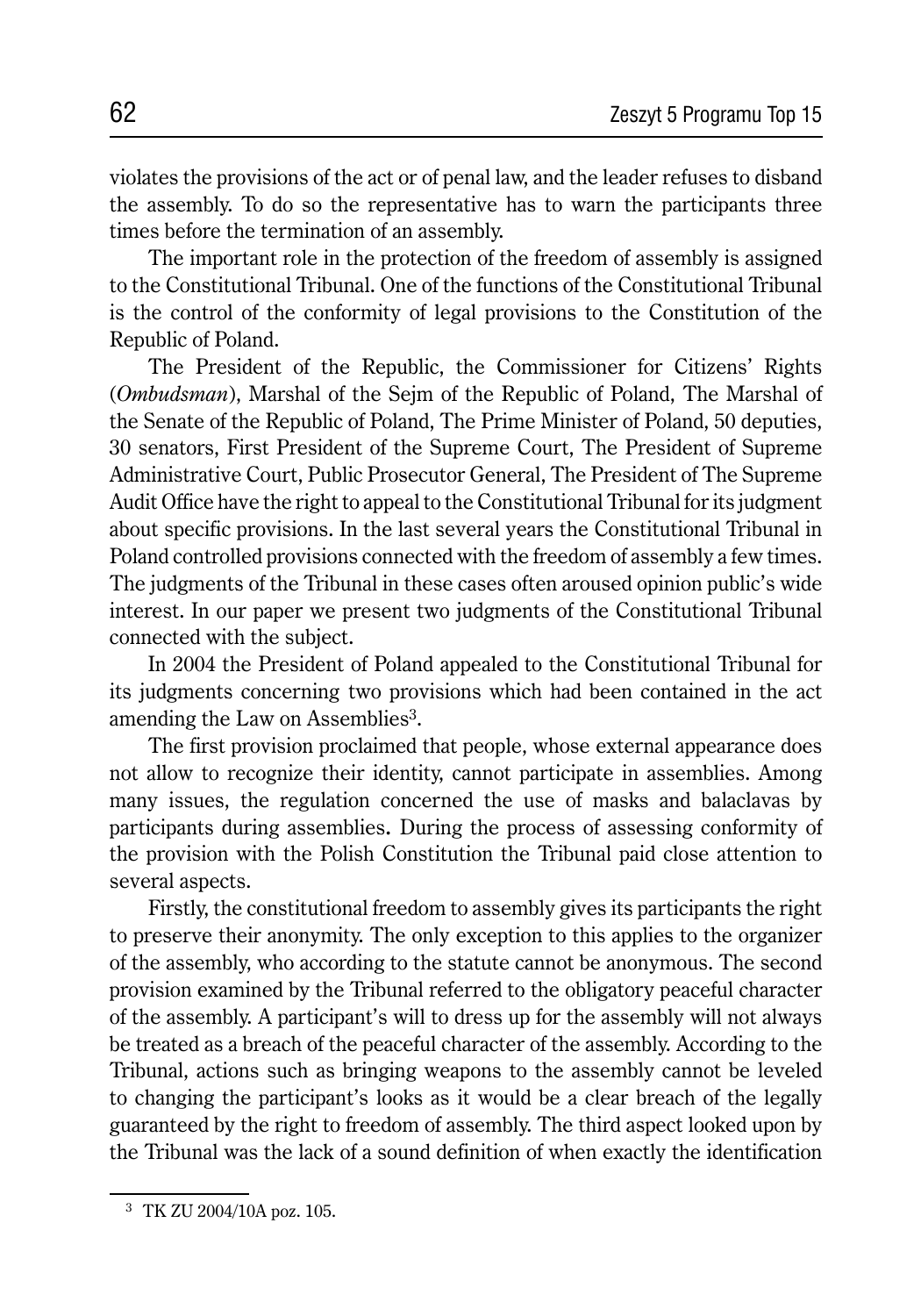violates the provisions of the act or of penal law, and the leader refuses to disband the assembly. To do so the representative has to warn the participants three times before the termination of an assembly.

The important role in the protection of the freedom of assembly is assigned to the Constitutional Tribunal. One of the functions of the Constitutional Tribunal is the control of the conformity of legal provisions to the Constitution of the Republic of Poland.

The President of the Republic, the Commissioner for Citizens' Rights (*Ombudsman*), Marshal of the Sejm of the Republic of Poland, The Marshal of the Senate of the Republic of Poland, The Prime Minister of Poland, 50 deputies, 30 senators, First President of the Supreme Court, The President of Supreme Administrative Court, Public Prosecutor General, The President of The Supreme Audit Office have the right to appeal to the Constitutional Tribunal for its judgment about specific provisions. In the last several years the Constitutional Tribunal in Poland controlled provisions connected with the freedom of assembly a few times. The judgments of the Tribunal in these cases often aroused opinion public's wide interest. In our paper we present two judgments of the Constitutional Tribunal connected with the subject.

In 2004 the President of Poland appealed to the Constitutional Tribunal for its judgments concerning two provisions which had been contained in the act amending the Law on Assemblies[3].

The first provision proclaimed that people, whose external appearance does not allow to recognize their identity, cannot participate in assemblies. Among many issues, the regulation concerned the use of masks and balaclavas by participants during assemblies. During the process of assessing conformity of the provision with the Polish Constitution the Tribunal paid close attention to several aspects.

Firstly, the constitutional freedom to assembly gives its participants the right to preserve their anonymity. The only exception to this applies to the organizer of the assembly, who according to the statute cannot be anonymous. The second provision examined by the Tribunal referred to the obligatory peaceful character of the assembly. A participant's will to dress up for the assembly will not always be treated as a breach of the peaceful character of the assembly. According to the Tribunal, actions such as bringing weapons to the assembly cannot be leveled to changing the participant's looks as it would be a clear breach of the legally guaranteed by the right to freedom of assembly. The third aspect looked upon by the Tribunal was the lack of a sound definition of when exactly the identification

[3] TK ZU 2004/10A poz. 105.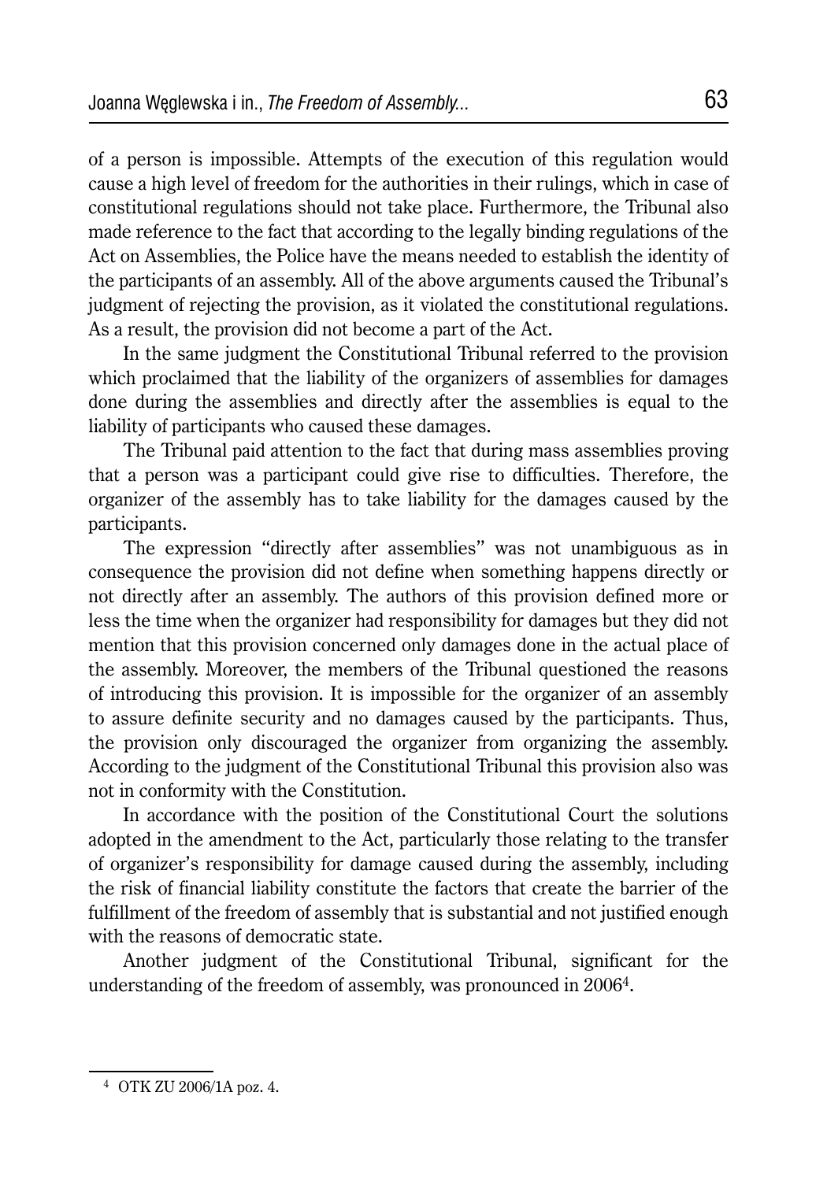of a person is impossible. Attempts of the execution of this regulation would cause a high level of freedom for the authorities in their rulings, which in case of constitutional regulations should not take place. Furthermore, the Tribunal also made reference to the fact that according to the legally binding regulations of the Act on Assemblies, the Police have the means needed to establish the identity of the participants of an assembly. All of the above arguments caused the Tribunal's judgment of rejecting the provision, as it violated the constitutional regulations. As a result, the provision did not become a part of the Act.

In the same judgment the Constitutional Tribunal referred to the provision which proclaimed that the liability of the organizers of assemblies for damages done during the assemblies and directly after the assemblies is equal to the liability of participants who caused these damages.

The Tribunal paid attention to the fact that during mass assemblies proving that a person was a participant could give rise to difficulties. Therefore, the organizer of the assembly has to take liability for the damages caused by the participants.

The expression "directly after assemblies" was not unambiguous as in consequence the provision did not define when something happens directly or not directly after an assembly. The authors of this provision defined more or less the time when the organizer had responsibility for damages but they did not mention that this provision concerned only damages done in the actual place of the assembly. Moreover, the members of the Tribunal questioned the reasons of introducing this provision. It is impossible for the organizer of an assembly to assure definite security and no damages caused by the participants. Thus, the provision only discouraged the organizer from organizing the assembly. According to the judgment of the Constitutional Tribunal this provision also was not in conformity with the Constitution.

In accordance with the position of the Constitutional Court the solutions adopted in the amendment to the Act, particularly those relating to the transfer of organizer's responsibility for damage caused during the assembly, including the risk of financial liability constitute the factors that create the barrier of the fulfillment of the freedom of assembly that is substantial and not justified enough with the reasons of democratic state.

Another judgment of the Constitutional Tribunal, significant for the understanding of the freedom of assembly, was pronounced in 2006[4].

---

[4] OTK ZU 2006/1A poz. 4.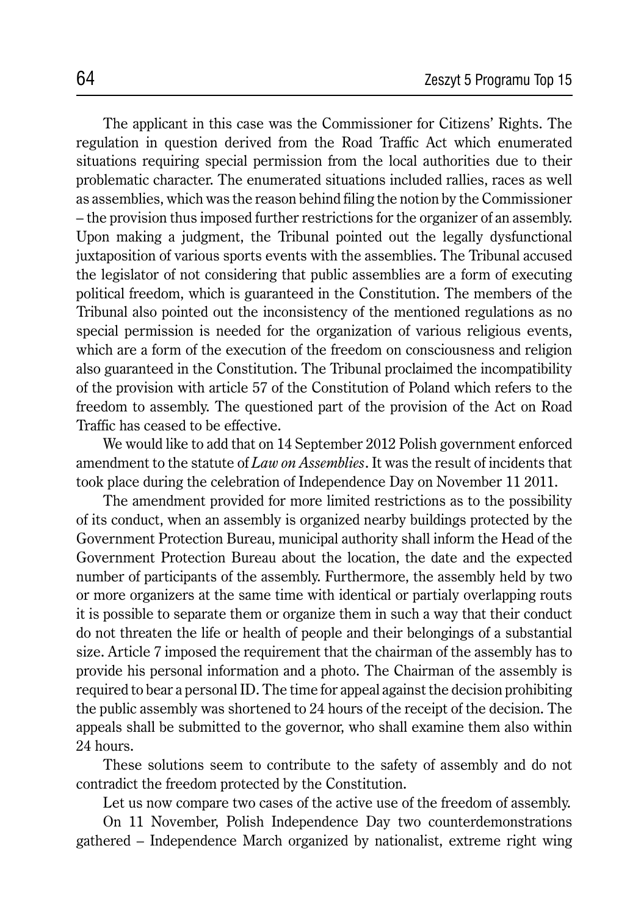The applicant in this case was the Commissioner for Citizens' Rights. The regulation in question derived from the Road Traffic Act which enumerated situations requiring special permission from the local authorities due to their problematic character. The enumerated situations included rallies, races as well as assemblies, which was the reason behind filing the notion by the Commissioner – the provision thus imposed further restrictions for the organizer of an assembly. Upon making a judgment, the Tribunal pointed out the legally dysfunctional juxtaposition of various sports events with the assemblies. The Tribunal accused the legislator of not considering that public assemblies are a form of executing political freedom, which is guaranteed in the Constitution. The members of the Tribunal also pointed out the inconsistency of the mentioned regulations as no special permission is needed for the organization of various religious events, which are a form of the execution of the freedom on consciousness and religion also guaranteed in the Constitution. The Tribunal proclaimed the incompatibility of the provision with article 57 of the Constitution of Poland which refers to the freedom to assembly. The questioned part of the provision of the Act on Road Traffic has ceased to be effective.

We would like to add that on 14 September 2012 Polish government enforced amendment to the statute of *Law on Assemblies*. It was the result of incidents that took place during the celebration of Independence Day on November 11 2011.

The amendment provided for more limited restrictions as to the possibility of its conduct, when an assembly is organized nearby buildings protected by the Government Protection Bureau, municipal authority shall inform the Head of the Government Protection Bureau about the location, the date and the expected number of participants of the assembly. Furthermore, the assembly held by two or more organizers at the same time with identical or partialy overlapping routs it is possible to separate them or organize them in such a way that their conduct do not threaten the life or health of people and their belongings of a substantial size. Article 7 imposed the requirement that the chairman of the assembly has to provide his personal information and a photo. The Chairman of the assembly is required to bear a personal ID. The time for appeal against the decision prohibiting the public assembly was shortened to 24 hours of the receipt of the decision. The appeals shall be submitted to the governor, who shall examine them also within 24 hours.

These solutions seem to contribute to the safety of assembly and do not contradict the freedom protected by the Constitution.

Let us now compare two cases of the active use of the freedom of assembly.

On 11 November, Polish Independence Day two counterdemonstrations gathered – Independence March organized by nationalist, extreme right wing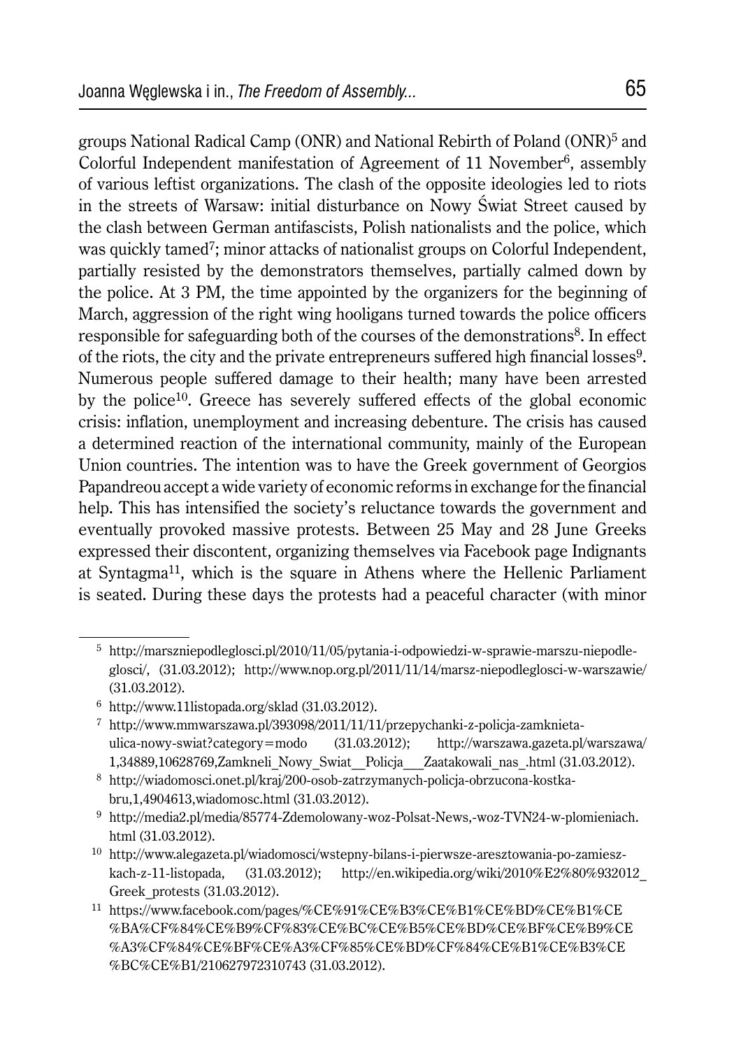groups National Radical Camp (ONR) and National Rebirth of Poland (ONR)[5] and Colorful Independent manifestation of Agreement of 11 November[6], assembly of various leftist organizations. The clash of the opposite ideologies led to riots in the streets of Warsaw: initial disturbance on Nowy Świat Street caused by the clash between German antifascists, Polish nationalists and the police, which was quickly tamed[7]; minor attacks of nationalist groups on Colorful Independent, partially resisted by the demonstrators themselves, partially calmed down by the police. At 3 PM, the time appointed by the organizers for the beginning of March, aggression of the right wing hooligans turned towards the police officers responsible for safeguarding both of the courses of the demonstrations[8]. In effect of the riots, the city and the private entrepreneurs suffered high financial losses[9]. Numerous people suffered damage to their health; many have been arrested by the police[10]. Greece has severely suffered effects of the global economic crisis: inflation, unemployment and increasing debenture. The crisis has caused a determined reaction of the international community, mainly of the European Union countries. The intention was to have the Greek government of Georgios Papandreou accept a wide variety of economic reforms in exchange for the financial help. This has intensified the society's reluctance towards the government and eventually provoked massive protests. Between 25 May and 28 June Greeks expressed their discontent, organizing themselves via Facebook page Indignants at Syntagma[11], which is the square in Athens where the Hellenic Parliament is seated. During these days the protests had a peaceful character (with minor

---

[5] http://marszniepodleglosci.pl/2010/11/05/pytania-i-odpowiedzi-w-sprawie-marszu-niepodleglosci/, (31.03.2012); http://www.nop.org.pl/2011/11/14/marsz-niepodleglosci-w-warszawie/ (31.03.2012).

[6] http://www.11listopada.org/sklad (31.03.2012).

[7] http://www.mmwarszawa.pl/393098/2011/11/11/przepychanki-z-policja-zamknieta-ulica-nowy-swiat?category=modo (31.03.2012); http://warszawa.gazeta.pl/warszawa/1,34889,10628769,Zamkneli_Nowy_Swiat__Policja___Zaatakowali_nas_.html (31.03.2012).

[8] http://wiadomosci.onet.pl/kraj/200-osob-zatrzymanych-policja-obrzucona-kostka-bru,1,4904613,wiadomosc.html (31.03.2012).

[9] http://media2.pl/media/85774-Zdemolowany-woz-Polsat-News,-woz-TVN24-w-plomieniach.html (31.03.2012).

[10] http://www.alegazeta.pl/wiadomosci/wstepny-bilans-i-pierwsze-aresztowania-po-zamieszkach-z-11-listopada, (31.03.2012); http://en.wikipedia.org/wiki/2010%E2%80%932012_Greek_protests (31.03.2012).

[11] https://www.facebook.com/pages/%CE%91%CE%B3%CE%B1%CE%BD%CE%B1%CE%BA%CF%84%CE%B9%CF%83%CE%BC%CE%B5%CE%BD%CE%BF%CE%B9%CE%A3%CF%84%CE%BF%CE%A3%CF%85%CE%BD%CF%84%CE%B1%CE%B3%CE%BC%CE%B1/210627972310743 (31.03.2012).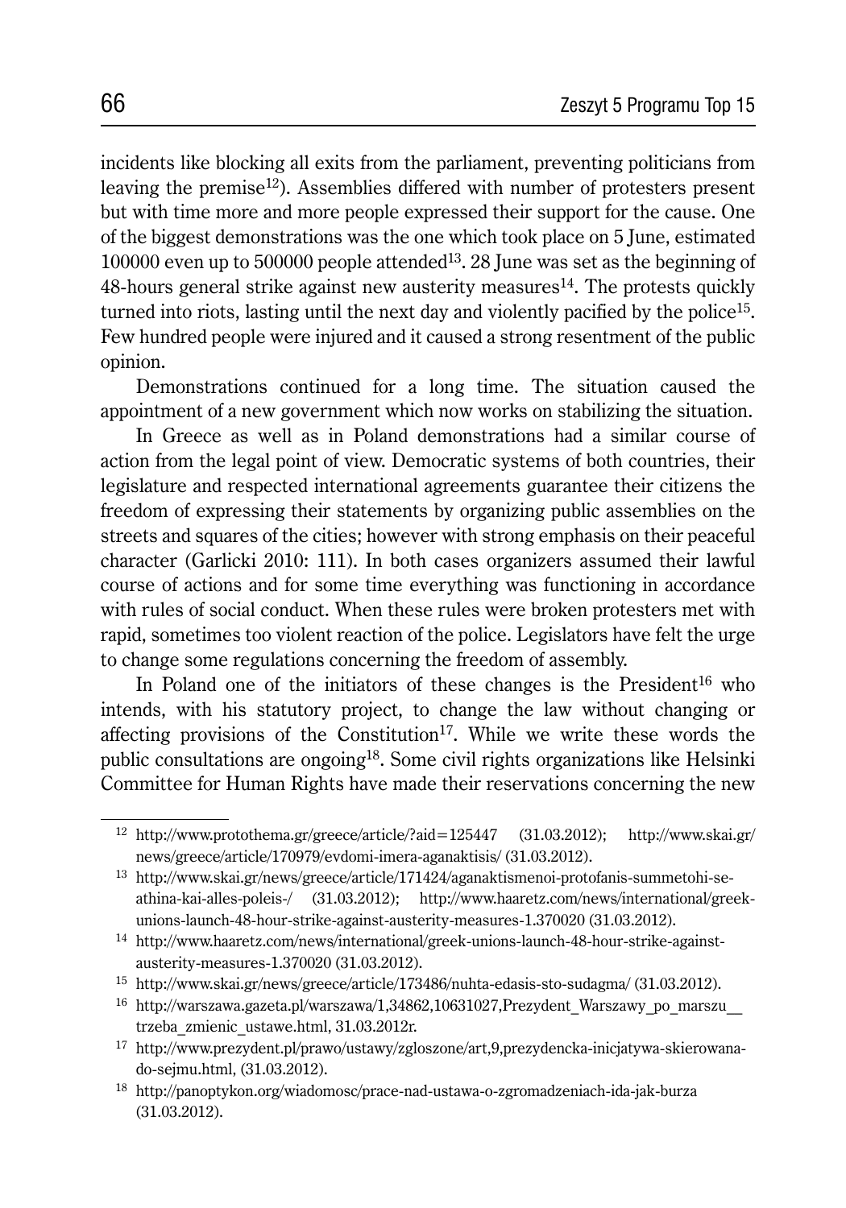incidents like blocking all exits from the parliament, preventing politicians from leaving the premise[12]). Assemblies differed with number of protesters present but with time more and more people expressed their support for the cause. One of the biggest demonstrations was the one which took place on 5 June, estimated 100000 even up to 500000 people attended[13]. 28 June was set as the beginning of 48-hours general strike against new austerity measures[14]. The protests quickly turned into riots, lasting until the next day and violently pacified by the police[15]. Few hundred people were injured and it caused a strong resentment of the public opinion.

Demonstrations continued for a long time. The situation caused the appointment of a new government which now works on stabilizing the situation.

In Greece as well as in Poland demonstrations had a similar course of action from the legal point of view. Democratic systems of both countries, their legislature and respected international agreements guarantee their citizens the freedom of expressing their statements by organizing public assemblies on the streets and squares of the cities; however with strong emphasis on their peaceful character (Garlicki 2010: 111). In both cases organizers assumed their lawful course of actions and for some time everything was functioning in accordance with rules of social conduct. When these rules were broken protesters met with rapid, sometimes too violent reaction of the police. Legislators have felt the urge to change some regulations concerning the freedom of assembly.

In Poland one of the initiators of these changes is the President[16] who intends, with his statutory project, to change the law without changing or affecting provisions of the Constitution[17]. While we write these words the public consultations are ongoing[18]. Some civil rights organizations like Helsinki Committee for Human Rights have made their reservations concerning the new

---

[12] http://www.protothema.gr/greece/article/?aid=125447 (31.03.2012); http://www.skai.gr/news/greece/article/170979/evdomi-imera-aganaktisis/ (31.03.2012).

[13] http://www.skai.gr/news/greece/article/171424/aganaktismenoi-protofanis-summetohi-se-athina-kai-alles-poleis-/ (31.03.2012); http://www.haaretz.com/news/international/greek-unions-launch-48-hour-strike-against-austerity-measures-1.370020 (31.03.2012).

[14] http://www.haaretz.com/news/international/greek-unions-launch-48-hour-strike-against-austerity-measures-1.370020 (31.03.2012).

[15] http://www.skai.gr/news/greece/article/173486/nuhta-edasis-sto-sudagma/ (31.03.2012).

[16] http://warszawa.gazeta.pl/warszawa/1,34862,10631027,Prezydent_Warszawy_po_marszu__trzeba_zmienic_ustawe.html, 31.03.2012r.

[17] http://www.prezydent.pl/prawo/ustawy/zgloszone/art,9,prezydencka-inicjatywa-skierowana-do-sejmu.html, (31.03.2012).

[18] http://panoptykon.org/wiadomosc/prace-nad-ustawa-o-zgromadzeniach-ida-jak-burza (31.03.2012).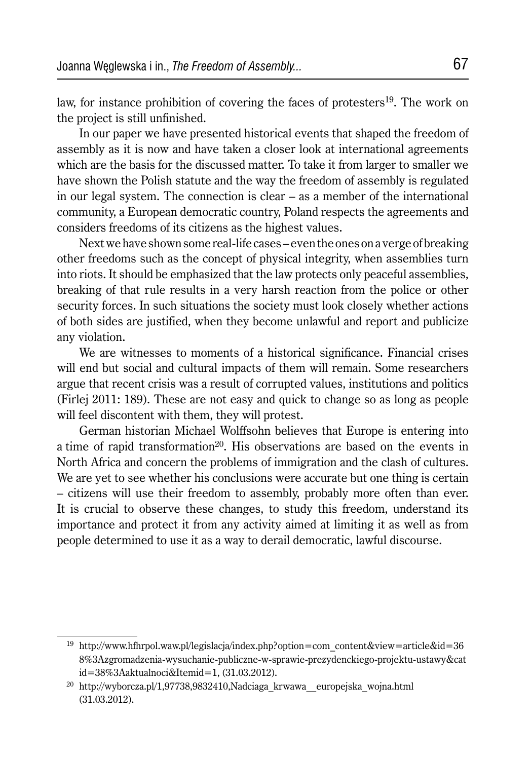law, for instance prohibition of covering the faces of protesters[19]. The work on the project is still unfinished.

In our paper we have presented historical events that shaped the freedom of assembly as it is now and have taken a closer look at international agreements which are the basis for the discussed matter. To take it from larger to smaller we have shown the Polish statute and the way the freedom of assembly is regulated in our legal system. The connection is clear – as a member of the international community, a European democratic country, Poland respects the agreements and considers freedoms of its citizens as the highest values.

Next we have shown some real-life cases – even the ones on a verge of breaking other freedoms such as the concept of physical integrity, when assemblies turn into riots. It should be emphasized that the law protects only peaceful assemblies, breaking of that rule results in a very harsh reaction from the police or other security forces. In such situations the society must look closely whether actions of both sides are justified, when they become unlawful and report and publicize any violation.

We are witnesses to moments of a historical significance. Financial crises will end but social and cultural impacts of them will remain. Some researchers argue that recent crisis was a result of corrupted values, institutions and politics (Firlej 2011: 189). These are not easy and quick to change so as long as people will feel discontent with them, they will protest.

German historian Michael Wolffsohn believes that Europe is entering into a time of rapid transformation[20]. His observations are based on the events in North Africa and concern the problems of immigration and the clash of cultures. We are yet to see whether his conclusions were accurate but one thing is certain – citizens will use their freedom to assembly, probably more often than ever. It is crucial to observe these changes, to study this freedom, understand its importance and protect it from any activity aimed at limiting it as well as from people determined to use it as a way to derail democratic, lawful discourse.

---

[19] http://www.hfhrpol.waw.pl/legislacja/index.php?option=com_content&view=article&id=368%3Azgromadzenia-wysuchanie-publiczne-w-sprawie-prezydenckiego-projektu-ustawy&catid=38%3Aaktualnoci&Itemid=1, (31.03.2012).

[20] http://wyborcza.pl/1,97738,9832410,Nadciaga_krwawa__europejska_wojna.html (31.03.2012).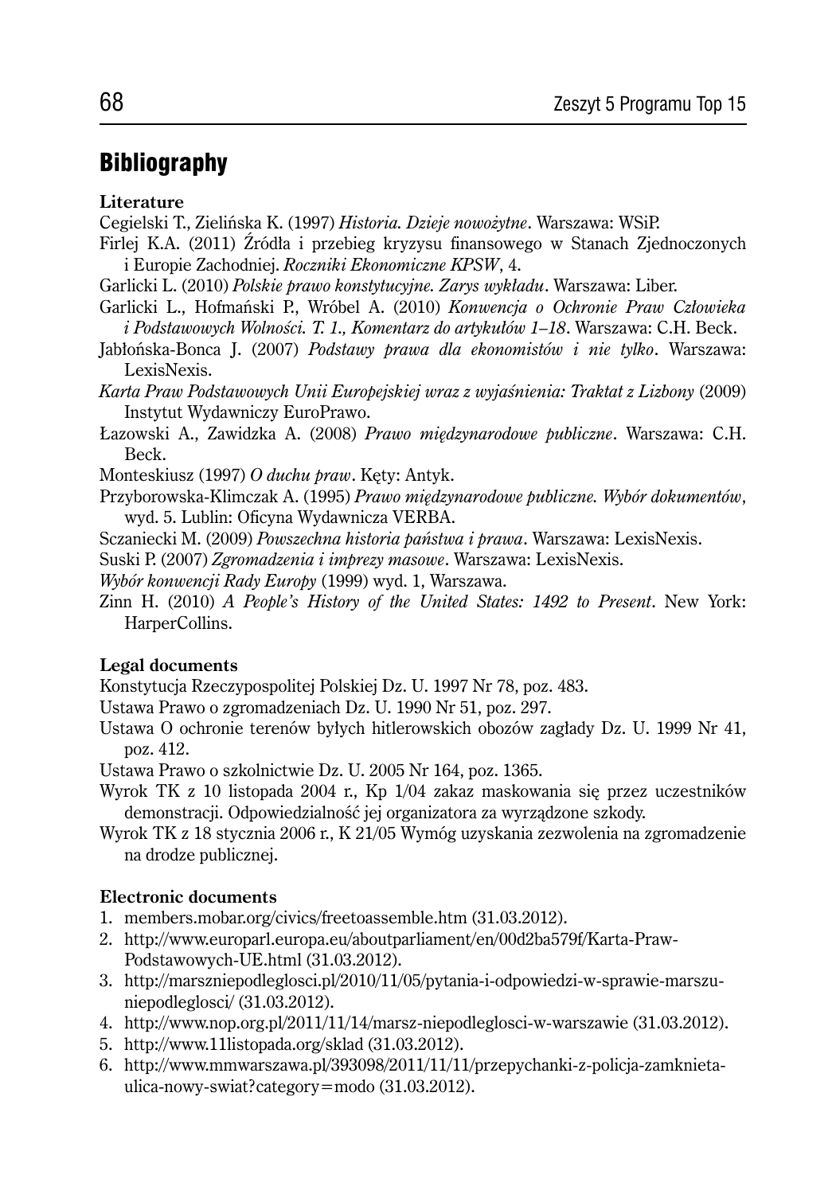## Bibliography

**Literature**

Cegielski T., Zielińska K. (1997) *Historia. Dzieje nowożytne*. Warszawa: WSiP.

Firlej K.A. (2011) Źródła i przebieg kryzysu finansowego w Stanach Zjednoczonych i Europie Zachodniej. *Roczniki Ekonomiczne KPSW*, 4.

Garlicki L. (2010) *Polskie prawo konstytucyjne. Zarys wykładu*. Warszawa: Liber.

Garlicki L., Hofmański P., Wróbel A. (2010) *Konwencja o Ochronie Praw Człowieka i Podstawowych Wolności. T. 1., Komentarz do artykułów 1–18*. Warszawa: C.H. Beck.

Jabłońska-Bonca J. (2007) *Podstawy prawa dla ekonomistów i nie tylko*. Warszawa: LexisNexis.

*Karta Praw Podstawowych Unii Europejskiej wraz z wyjaśnienia: Traktat z Lizbony* (2009) Instytut Wydawniczy EuroPrawo.

Łazowski A., Zawidzka A. (2008) *Prawo międzynarodowe publiczne*. Warszawa: C.H. Beck.

Monteskiusz (1997) *O duchu praw*. Kęty: Antyk.

Przyborowska-Klimczak A. (1995) *Prawo międzynarodowe publiczne. Wybór dokumentów*, wyd. 5. Lublin: Oficyna Wydawnicza VERBA.

Sczaniecki M. (2009) *Powszechna historia państwa i prawa*. Warszawa: LexisNexis.

Suski P. (2007) *Zgromadzenia i imprezy masowe*. Warszawa: LexisNexis.

*Wybór konwencji Rady Europy* (1999) wyd. 1, Warszawa.

Zinn H. (2010) *A People's History of the United States: 1492 to Present*. New York: HarperCollins.

**Legal documents**

Konstytucja Rzeczypospolitej Polskiej Dz. U. 1997 Nr 78, poz. 483.

Ustawa Prawo o zgromadzeniach Dz. U. 1990 Nr 51, poz. 297.

Ustawa O ochronie terenów byłych hitlerowskich obozów zagłady Dz. U. 1999 Nr 41, poz. 412.

Ustawa Prawo o szkolnictwie Dz. U. 2005 Nr 164, poz. 1365.

Wyrok TK z 10 listopada 2004 r., Kp 1/04 zakaz maskowania się przez uczestników demonstracji. Odpowiedzialność jej organizatora za wyrządzone szkody.

Wyrok TK z 18 stycznia 2006 r., K 21/05 Wymóg uzyskania zezwolenia na zgromadzenie na drodze publicznej.

**Electronic documents**

1. members.mobar.org/civics/freetoassemble.htm (31.03.2012).
2. http://www.europarl.europa.eu/aboutparliament/en/00d2ba579f/Karta-Praw-Podstawowych-UE.html (31.03.2012).
3. http://marszniepodleglosci.pl/2010/11/05/pytania-i-odpowiedzi-w-sprawie-marszu-niepodleglosci/ (31.03.2012).
4. http://www.nop.org.pl/2011/11/14/marsz-niepodleglosci-w-warszawie (31.03.2012).
5. http://www.11listopada.org/sklad (31.03.2012).
6. http://www.mmwarszawa.pl/393098/2011/11/11/przepychanki-z-policja-zamknieta-ulica-nowy-swiat?category=modo (31.03.2012).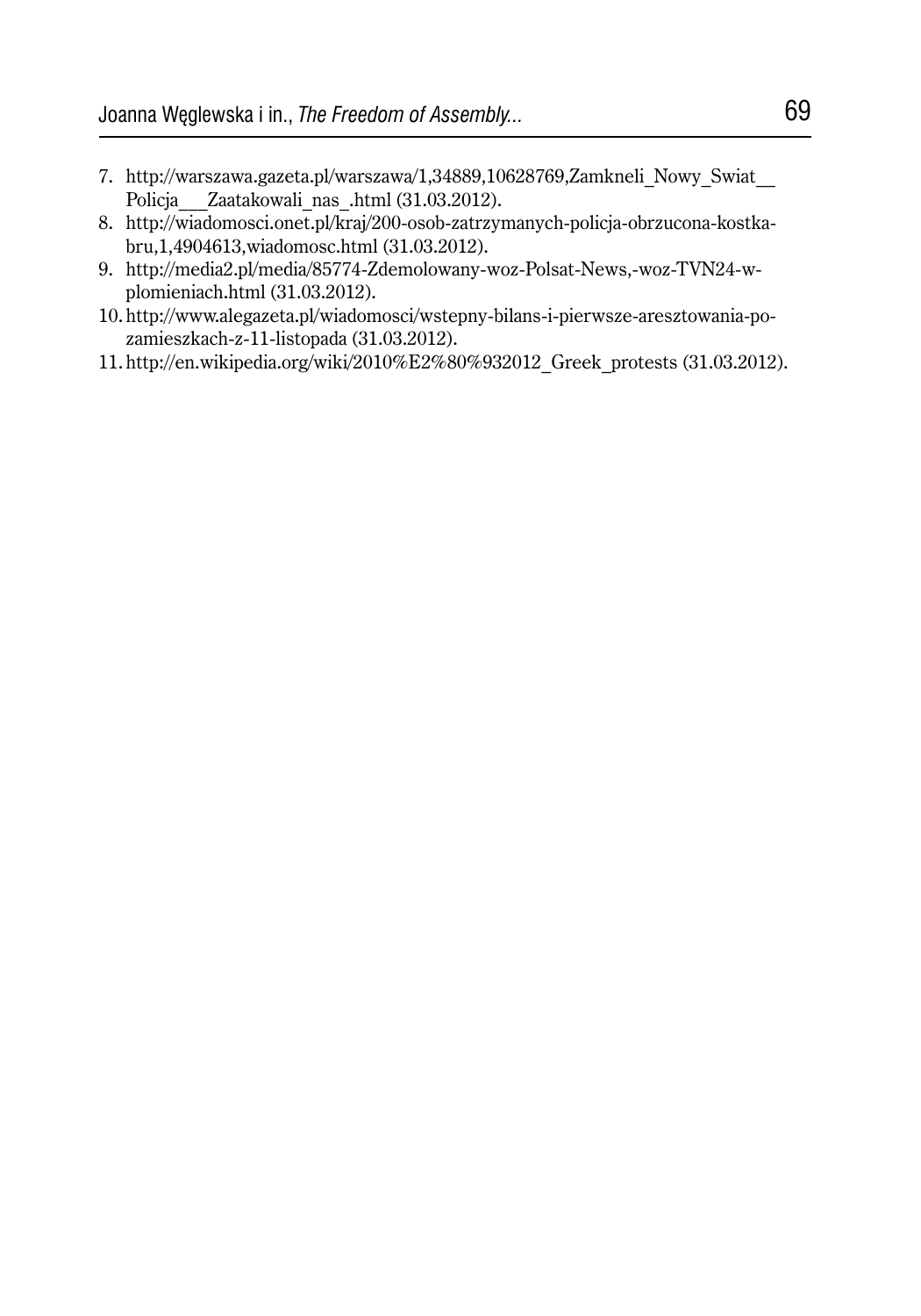7. http://warszawa.gazeta.pl/warszawa/1,34889,10628769,Zamkneli_Nowy_Swiat__Policja___Zaatakowali_nas_.html (31.03.2012).
8. http://wiadomosci.onet.pl/kraj/200-osob-zatrzymanych-policja-obrzucona-kostka-bru,1,4904613,wiadomosc.html (31.03.2012).
9. http://media2.pl/media/85774-Zdemolowany-woz-Polsat-News,-woz-TVN24-w-plomieniach.html (31.03.2012).
10. http://www.alegazeta.pl/wiadomosci/wstepny-bilans-i-pierwsze-aresztowania-po-zamieszkach-z-11-listopada (31.03.2012).
11. http://en.wikipedia.org/wiki/2010%E2%80%932012_Greek_protests (31.03.2012).